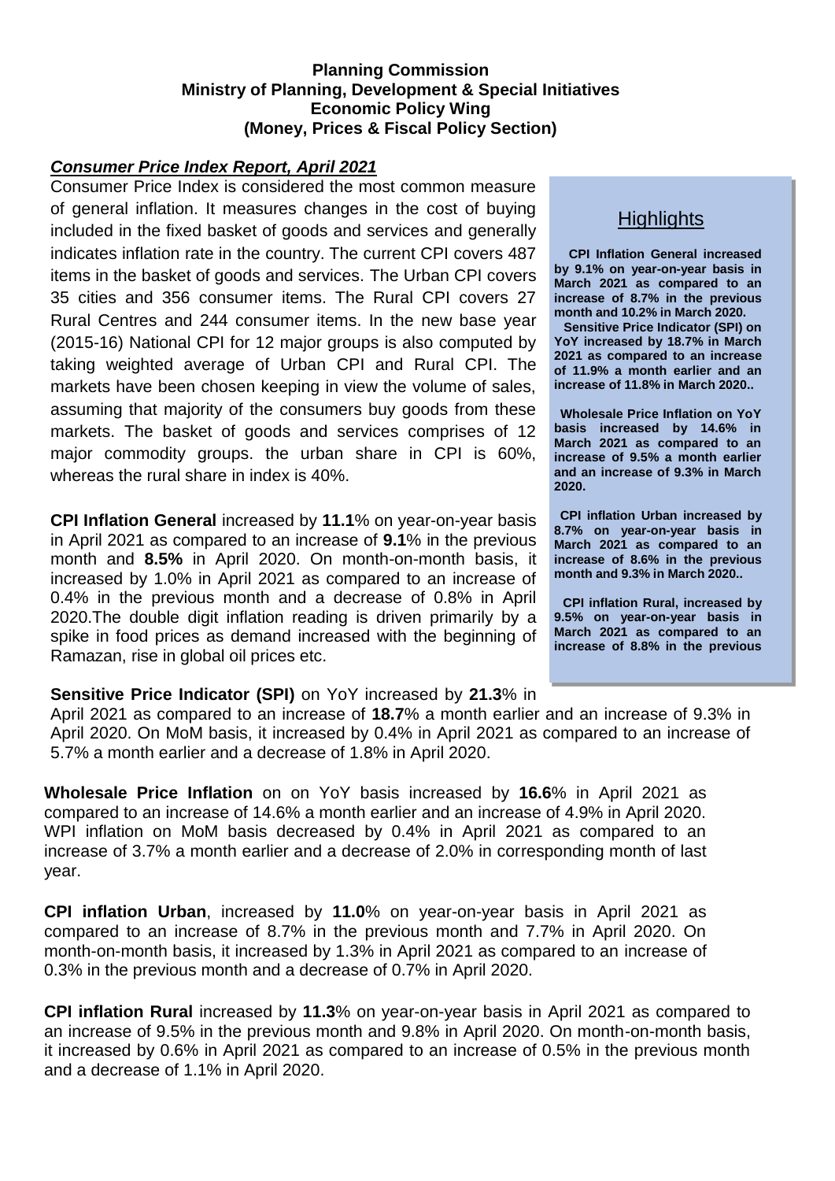**Planning Commission**
**Ministry of Planning, Development & Special Initiatives**
**Economic Policy Wing**
**(Money, Prices & Fiscal Policy Section)**

## ***Consumer Price Index Report, April 2021***

Consumer Price Index is considered the most common measure of general inflation. It measures changes in the cost of buying included in the fixed basket of goods and services and generally indicates inflation rate in the country. The current CPI covers 487 items in the basket of goods and services. The Urban CPI covers 35 cities and 356 consumer items. The Rural CPI covers 27 Rural Centres and 244 consumer items. In the new base year (2015-16) National CPI for 12 major groups is also computed by taking weighted average of Urban CPI and Rural CPI. The markets have been chosen keeping in view the volume of sales, assuming that majority of the consumers buy goods from these markets. The basket of goods and services comprises of 12 major commodity groups. the urban share in CPI is 60%, whereas the rural share in index is 40%.

### Highlights

**CPI Inflation General increased by 9.1% on year-on-year basis in March 2021 as compared to an increase of 8.7% in the previous month and 10.2% in March 2020.**
**Sensitive Price Indicator (SPI) on YoY increased by 18.7% in March 2021 as compared to an increase of 11.9% a month earlier and an increase of 11.8% in March 2020..**

**Wholesale Price Inflation on YoY basis increased by 14.6% in March 2021 as compared to an increase of 9.5% a month earlier and an increase of 9.3% in March 2020.**

**CPI inflation Urban increased by 8.7% on year-on-year basis in March 2021 as compared to an increase of 8.6% in the previous month and 9.3% in March 2020..**

**CPI inflation Rural, increased by 9.5% on year-on-year basis in March 2021 as compared to an increase of 8.8% in the previous**

**CPI Inflation General** increased by **11.1**% on year-on-year basis in April 2021 as compared to an increase of **9.1**% in the previous month and **8.5%** in April 2020. On month-on-month basis, it increased by 1.0% in April 2021 as compared to an increase of 0.4% in the previous month and a decrease of 0.8% in April 2020.The double digit inflation reading is driven primarily by a spike in food prices as demand increased with the beginning of Ramazan, rise in global oil prices etc.

**Sensitive Price Indicator (SPI)** on YoY increased by **21.3**% in April 2021 as compared to an increase of **18.7**% a month earlier and an increase of 9.3% in April 2020. On MoM basis, it increased by 0.4% in April 2021 as compared to an increase of 5.7% a month earlier and a decrease of 1.8% in April 2020.

**Wholesale Price Inflation** on on YoY basis increased by **16.6**% in April 2021 as compared to an increase of 14.6% a month earlier and an increase of 4.9% in April 2020. WPI inflation on MoM basis decreased by 0.4% in April 2021 as compared to an increase of 3.7% a month earlier and a decrease of 2.0% in corresponding month of last year.

**CPI inflation Urban**, increased by **11.0**% on year-on-year basis in April 2021 as compared to an increase of 8.7% in the previous month and 7.7% in April 2020. On month-on-month basis, it increased by 1.3% in April 2021 as compared to an increase of 0.3% in the previous month and a decrease of 0.7% in April 2020.

**CPI inflation Rural** increased by **11.3**% on year-on-year basis in April 2021 as compared to an increase of 9.5% in the previous month and 9.8% in April 2020. On month-on-month basis, it increased by 0.6% in April 2021 as compared to an increase of 0.5% in the previous month and a decrease of 1.1% in April 2020.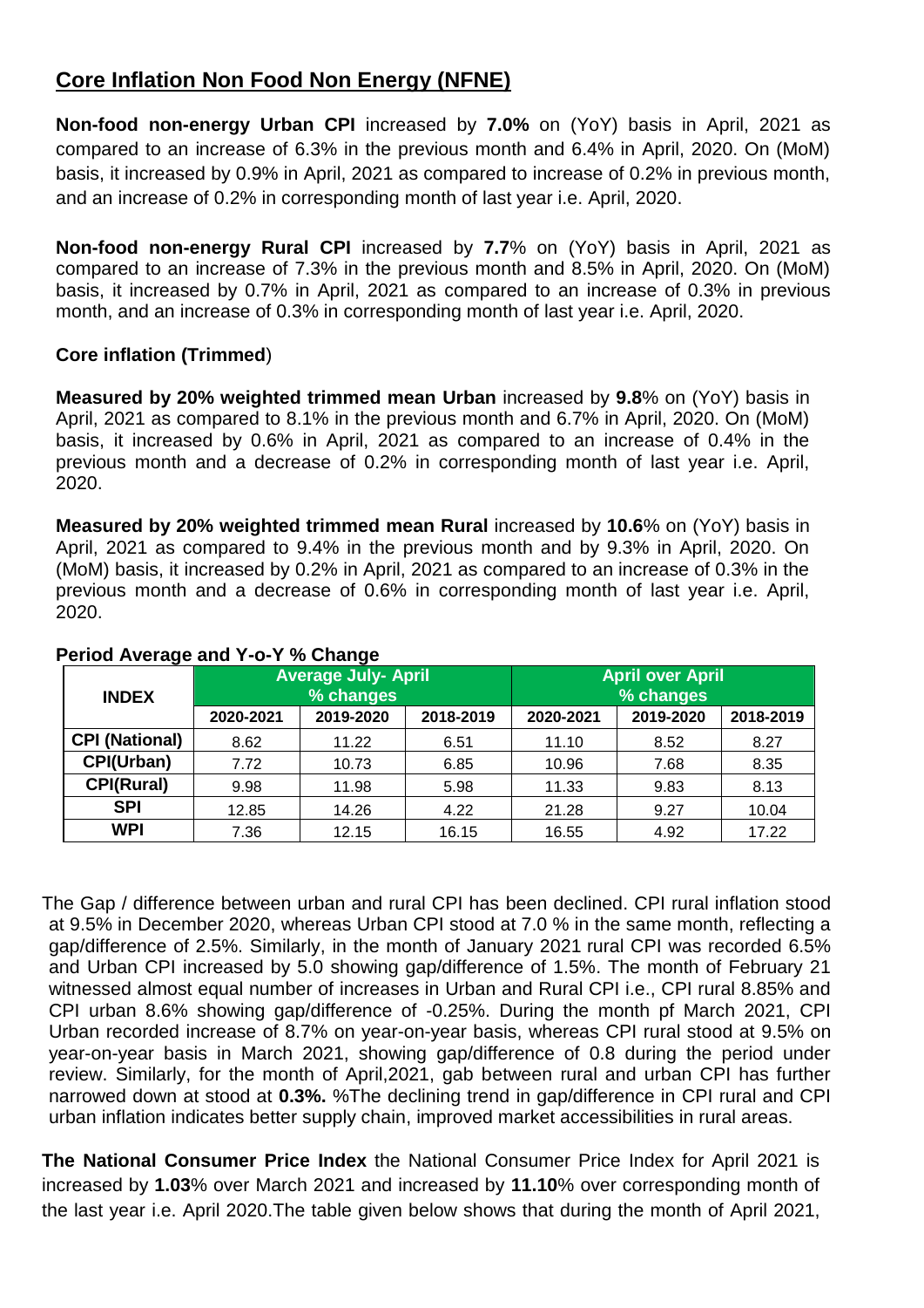## Core Inflation Non Food Non Energy (NFNE)

**Non-food non-energy Urban CPI** increased by **7.0%** on (YoY) basis in April, 2021 as compared to an increase of 6.3% in the previous month and 6.4% in April, 2020. On (MoM) basis, it increased by 0.9% in April, 2021 as compared to increase of 0.2% in previous month, and an increase of 0.2% in corresponding month of last year i.e. April, 2020.

**Non-food non-energy Rural CPI** increased by **7.7**% on (YoY) basis in April, 2021 as compared to an increase of 7.3% in the previous month and 8.5% in April, 2020. On (MoM) basis, it increased by 0.7% in April, 2021 as compared to an increase of 0.3% in previous month, and an increase of 0.3% in corresponding month of last year i.e. April, 2020.

### Core inflation (Trimmed)

**Measured by 20% weighted trimmed mean Urban** increased by **9.8**% on (YoY) basis in April, 2021 as compared to 8.1% in the previous month and 6.7% in April, 2020. On (MoM) basis, it increased by 0.6% in April, 2021 as compared to an increase of 0.4% in the previous month and a decrease of 0.2% in corresponding month of last year i.e. April, 2020.

**Measured by 20% weighted trimmed mean Rural** increased by **10.6**% on (YoY) basis in April, 2021 as compared to 9.4% in the previous month and by 9.3% in April, 2020. On (MoM) basis, it increased by 0.2% in April, 2021 as compared to an increase of 0.3% in the previous month and a decrease of 0.6% in corresponding month of last year i.e. April, 2020.

**Period Average and Y-o-Y % Change**

| INDEX | Average July- April % changes | | | April over April % changes | | |
|---|---|---|---|---|---|---|
| | 2020-2021 | 2019-2020 | 2018-2019 | 2020-2021 | 2019-2020 | 2018-2019 |
| CPI (National) | 8.62 | 11.22 | 6.51 | 11.10 | 8.52 | 8.27 |
| CPI(Urban) | 7.72 | 10.73 | 6.85 | 10.96 | 7.68 | 8.35 |
| CPI(Rural) | 9.98 | 11.98 | 5.98 | 11.33 | 9.83 | 8.13 |
| SPI | 12.85 | 14.26 | 4.22 | 21.28 | 9.27 | 10.04 |
| WPI | 7.36 | 12.15 | 16.15 | 16.55 | 4.92 | 17.22 |

The Gap / difference between urban and rural CPI has been declined. CPI rural inflation stood at 9.5% in December 2020, whereas Urban CPI stood at 7.0 % in the same month, reflecting a gap/difference of 2.5%. Similarly, in the month of January 2021 rural CPI was recorded 6.5% and Urban CPI increased by 5.0 showing gap/difference of 1.5%. The month of February 21 witnessed almost equal number of increases in Urban and Rural CPI i.e., CPI rural 8.85% and CPI urban 8.6% showing gap/difference of -0.25%. During the month pf March 2021, CPI Urban recorded increase of 8.7% on year-on-year basis, whereas CPI rural stood at 9.5% on year-on-year basis in March 2021, showing gap/difference of 0.8 during the period under review. Similarly, for the month of April,2021, gab between rural and urban CPI has further narrowed down at stood at **0.3%.** %The declining trend in gap/difference in CPI rural and CPI urban inflation indicates better supply chain, improved market accessibilities in rural areas.

**The National Consumer Price Index** the National Consumer Price Index for April 2021 is increased by **1.03**% over March 2021 and increased by **11.10**% over corresponding month of the last year i.e. April 2020.The table given below shows that during the month of April 2021,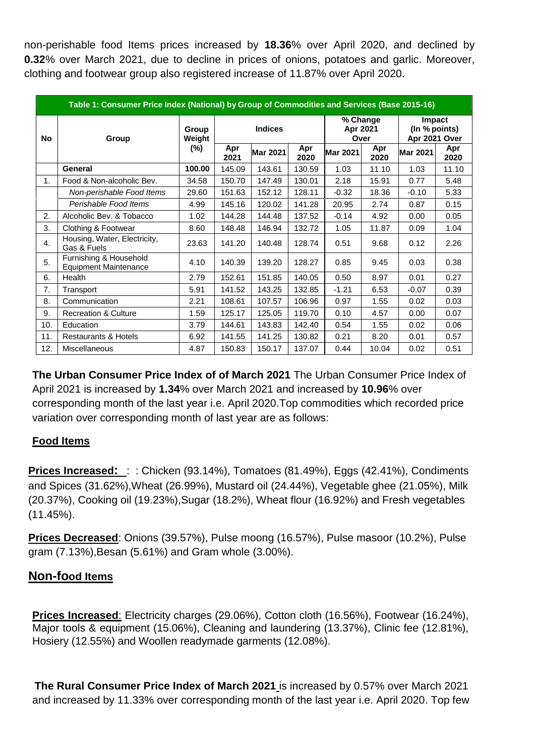non-perishable food Items prices increased by **18.36**% over April 2020, and declined by **0.32**% over March 2021, due to decline in prices of onions, potatoes and garlic. Moreover, clothing and footwear group also registered increase of 11.87% over April 2020.

| Table 1: Consumer Price Index (National) by Group of Commodities and Services (Base 2015-16) | | | | | | | | | |
|---|---|---|---|---|---|---|---|---|---|
| No | Group | Group Weight (%) | Indices | | | % Change Apr 2021 Over | | Impact (In % points) Apr 2021 Over | |
| | | | Apr 2021 | Mar 2021 | Apr 2020 | Mar 2021 | Apr 2020 | Mar 2021 | Apr 2020 |
| | **General** | **100.00** | 145.09 | 143.61 | 130.59 | 1.03 | 11.10 | 1.03 | 11.10 |
| 1. | Food & Non-alcoholic Bev. | 34.58 | 150.70 | 147.49 | 130.01 | 2.18 | 15.91 | 0.77 | 5.48 |
| | *Non-perishable Food Items* | 29.60 | 151.63 | 152.12 | 128.11 | -0.32 | 18.36 | -0.10 | 5.33 |
| | *Perishable Food Items* | 4.99 | 145.16 | 120.02 | 141.28 | 20.95 | 2.74 | 0.87 | 0.15 |
| 2. | Alcoholic Bev. & Tobacco | 1.02 | 144.28 | 144.48 | 137.52 | -0.14 | 4.92 | 0.00 | 0.05 |
| 3. | Clothing & Footwear | 8.60 | 148.48 | 146.94 | 132.72 | 1.05 | 11.87 | 0.09 | 1.04 |
| 4. | Housing, Water, Electricity, Gas & Fuels | 23.63 | 141.20 | 140.48 | 128.74 | 0.51 | 9.68 | 0.12 | 2.26 |
| 5. | Furnishing & Household Equipment Maintenance | 4.10 | 140.39 | 139.20 | 128.27 | 0.85 | 9.45 | 0.03 | 0.38 |
| 6. | Health | 2.79 | 152.61 | 151.85 | 140.05 | 0.50 | 8.97 | 0.01 | 0.27 |
| 7. | Transport | 5.91 | 141.52 | 143.25 | 132.85 | -1.21 | 6.53 | -0.07 | 0.39 |
| 8. | Communication | 2.21 | 108.61 | 107.57 | 106.96 | 0.97 | 1.55 | 0.02 | 0.03 |
| 9. | Recreation & Culture | 1.59 | 125.17 | 125.05 | 119.70 | 0.10 | 4.57 | 0.00 | 0.07 |
| 10. | Education | 3.79 | 144.61 | 143.83 | 142.40 | 0.54 | 1.55 | 0.02 | 0.06 |
| 11. | Restaurants & Hotels | 6.92 | 141.55 | 141.25 | 130.82 | 0.21 | 8.20 | 0.01 | 0.57 |
| 12. | Miscellaneous | 4.87 | 150.83 | 150.17 | 137.07 | 0.44 | 10.04 | 0.02 | 0.51 |

**The Urban Consumer Price Index of of March 2021** The Urban Consumer Price Index of April 2021 is increased by **1.34**% over March 2021 and increased by **10.96**% over corresponding month of the last year i.e. April 2020.Top commodities which recorded price variation over corresponding month of last year are as follows:

## Food Items

**Prices Increased:** : : Chicken (93.14%), Tomatoes (81.49%), Eggs (42.41%), Condiments and Spices (31.62%),Wheat (26.99%), Mustard oil (24.44%), Vegetable ghee (21.05%), Milk (20.37%), Cooking oil (19.23%),Sugar (18.2%), Wheat flour (16.92%) and Fresh vegetables (11.45%).

**Prices Decreased**: Onions (39.57%), Pulse moong (16.57%), Pulse masoor (10.2%), Pulse gram (7.13%),Besan (5.61%) and Gram whole (3.00%).

## Non-food Items

**Prices Increased**: Electricity charges (29.06%), Cotton cloth (16.56%), Footwear (16.24%), Major tools & equipment (15.06%), Cleaning and laundering (13.37%), Clinic fee (12.81%), Hosiery (12.55%) and Woollen readymade garments (12.08%).

**The Rural Consumer Price Index of March 2021** is increased by 0.57% over March 2021 and increased by 11.33% over corresponding month of the last year i.e. April 2020. Top few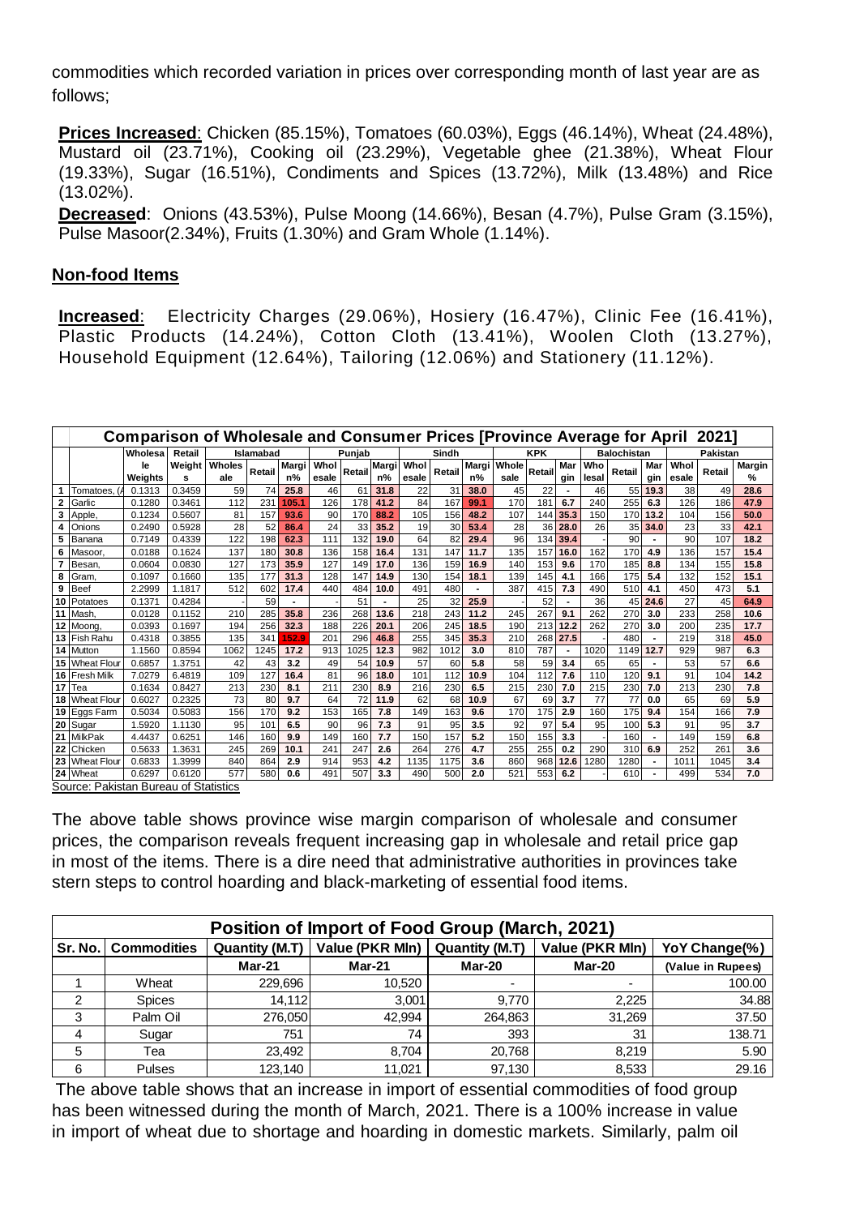commodities which recorded variation in prices over corresponding month of last year are as follows;

**Prices Increased**: Chicken (85.15%), Tomatoes (60.03%), Eggs (46.14%), Wheat (24.48%), Mustard oil (23.71%), Cooking oil (23.29%), Vegetable ghee (21.38%), Wheat Flour (19.33%), Sugar (16.51%), Condiments and Spices (13.72%), Milk (13.48%) and Rice (13.02%).

**Decreased**: Onions (43.53%), Pulse Moong (14.66%), Besan (4.7%), Pulse Gram (3.15%), Pulse Masoor(2.34%), Fruits (1.30%) and Gram Whole (1.14%).

## Non-food Items

**Increased**: Electricity Charges (29.06%), Hosiery (16.47%), Clinic Fee (16.41%), Plastic Products (14.24%), Cotton Cloth (13.41%), Woolen Cloth (13.27%), Household Equipment (12.64%), Tailoring (12.06%) and Stationery (11.12%).

**Comparison of Wholesale and Consumer Prices [Province Average for April 2021]**

| | | Wholesale Weights | Retail Weights | Islamabad | | | Punjab | | | Sindh | | | KPK | | | Balochistan | | | Pakistan | | |
|---|---|---|---|---|---|---|---|---|---|---|---|---|---|---|---|---|---|---|---|---|---|
| | | | | Wholesale | Retail | Margin% | Wholesale | Retail | Margin% | Wholesale | Retail | Margin% | Wholesale | Retail | Margin | Wholesale | Retail | Margin | Wholesale | Retail | Margin % |
| 1 | Tomatoes, (A | 0.1313 | 0.3459 | 59 | 74 | 25.8 | 46 | 61 | 31.8 | 22 | 31 | 38.0 | 45 | 22 | - | 46 | 55 | 19.3 | 38 | 49 | 28.6 |
| 2 | Garlic | 0.1280 | 0.3461 | 112 | 231 | 105.1 | 126 | 178 | 41.2 | 84 | 167 | 99.1 | 170 | 181 | 6.7 | 240 | 255 | 6.3 | 126 | 186 | 47.9 |
| 3 | Apple, | 0.1234 | 0.5607 | 81 | 157 | 93.6 | 90 | 170 | 88.2 | 105 | 156 | 48.2 | 107 | 144 | 35.3 | 150 | 170 | 13.2 | 104 | 156 | 50.0 |
| 4 | Onions | 0.2490 | 0.5928 | 28 | 52 | 86.4 | 24 | 33 | 35.2 | 19 | 30 | 53.4 | 28 | 36 | 28.0 | 26 | 35 | 34.0 | 23 | 33 | 42.1 |
| 5 | Banana | 0.7149 | 0.4339 | 122 | 198 | 62.3 | 111 | 132 | 19.0 | 64 | 82 | 29.4 | 96 | 134 | 39.4 | - | 90 | - | 90 | 107 | 18.2 |
| 6 | Masoor, | 0.0188 | 0.1624 | 137 | 180 | 30.8 | 136 | 158 | 16.4 | 131 | 147 | 11.7 | 135 | 157 | 16.0 | 162 | 170 | 4.9 | 136 | 157 | 15.4 |
| 7 | Besan, | 0.0604 | 0.0830 | 127 | 173 | 35.9 | 127 | 149 | 17.0 | 136 | 159 | 16.9 | 140 | 153 | 9.6 | 170 | 185 | 8.8 | 134 | 155 | 15.8 |
| 8 | Gram, | 0.1097 | 0.1660 | 135 | 177 | 31.3 | 128 | 147 | 14.9 | 130 | 154 | 18.1 | 139 | 145 | 4.1 | 166 | 175 | 5.4 | 132 | 152 | 15.1 |
| 9 | Beef | 2.2999 | 1.1817 | 512 | 602 | 17.4 | 440 | 484 | 10.0 | 491 | 480 | - | 387 | 415 | 7.3 | 490 | 510 | 4.1 | 450 | 473 | 5.1 |
| 10 | Potatoes | 0.1371 | 0.4284 | - | 59 | - | - | 51 | - | 25 | 32 | 25.9 | - | 52 | - | 36 | 45 | 24.6 | 27 | 45 | 64.9 |
| 11 | Mash, | 0.0128 | 0.1152 | 210 | 285 | 35.8 | 236 | 268 | 13.6 | 218 | 243 | 11.2 | 245 | 267 | 9.1 | 262 | 270 | 3.0 | 233 | 258 | 10.6 |
| 12 | Moong, | 0.0393 | 0.1697 | 194 | 256 | 32.3 | 188 | 226 | 20.1 | 206 | 245 | 18.5 | 190 | 213 | 12.2 | 262 | 270 | 3.0 | 200 | 235 | 17.7 |
| 13 | Fish Rahu | 0.4318 | 0.3855 | 135 | 341 | 152.9 | 201 | 296 | 46.8 | 255 | 345 | 35.3 | 210 | 268 | 27.5 | - | 480 | - | 219 | 318 | 45.0 |
| 14 | Mutton | 1.1560 | 0.8594 | 1062 | 1245 | 17.2 | 913 | 1025 | 12.3 | 982 | 1012 | 3.0 | 810 | 787 | - | 1020 | 1149 | 12.7 | 929 | 987 | 6.3 |
| 15 | Wheat Flour | 0.6857 | 1.3751 | 42 | 43 | 3.2 | 49 | 54 | 10.9 | 57 | 60 | 5.8 | 58 | 59 | 3.4 | 65 | 65 | - | 53 | 57 | 6.6 |
| 16 | Fresh Milk | 7.0279 | 6.4819 | 109 | 127 | 16.4 | 81 | 96 | 18.0 | 101 | 112 | 10.9 | 104 | 112 | 7.6 | 110 | 120 | 9.1 | 91 | 104 | 14.2 |
| 17 | Tea | 0.1634 | 0.8427 | 213 | 230 | 8.1 | 211 | 230 | 8.9 | 216 | 230 | 6.5 | 215 | 230 | 7.0 | 215 | 230 | 7.0 | 213 | 230 | 7.8 |
| 18 | Wheat Flour | 0.6027 | 0.2325 | 73 | 80 | 9.7 | 64 | 72 | 11.9 | 62 | 68 | 10.9 | 67 | 69 | 3.7 | 77 | 77 | 0.0 | 65 | 69 | 5.9 |
| 19 | Eggs Farm | 0.5034 | 0.5083 | 156 | 170 | 9.2 | 153 | 165 | 7.8 | 149 | 163 | 9.6 | 170 | 175 | 2.9 | 160 | 175 | 9.4 | 154 | 166 | 7.9 |
| 20 | Sugar | 1.5920 | 1.1130 | 95 | 101 | 6.5 | 90 | 96 | 7.3 | 91 | 95 | 3.5 | 92 | 97 | 5.4 | 95 | 100 | 5.3 | 91 | 95 | 3.7 |
| 21 | MilkPak | 4.4437 | 0.6251 | 146 | 160 | 9.9 | 149 | 160 | 7.7 | 150 | 157 | 5.2 | 150 | 155 | 3.3 | - | 160 | - | 149 | 159 | 6.8 |
| 22 | Chicken | 0.5633 | 1.3631 | 245 | 269 | 10.1 | 241 | 247 | 2.6 | 264 | 276 | 4.7 | 255 | 255 | 0.2 | 290 | 310 | 6.9 | 252 | 261 | 3.6 |
| 23 | Wheat Flour | 0.6833 | 1.3999 | 840 | 864 | 2.9 | 914 | 953 | 4.2 | 1135 | 1175 | 3.6 | 860 | 968 | 12.6 | 1280 | 1280 | - | 1011 | 1045 | 3.4 |
| 24 | Wheat | 0.6297 | 0.6120 | 577 | 580 | 0.6 | 491 | 507 | 3.3 | 490 | 500 | 2.0 | 521 | 553 | 6.2 | - | 610 | - | 499 | 534 | 7.0 |

Source: Pakistan Bureau of Statistics

The above table shows province wise margin comparison of wholesale and consumer prices, the comparison reveals frequent increasing gap in wholesale and retail price gap in most of the items. There is a dire need that administrative authorities in provinces take stern steps to control hoarding and black-marketing of essential food items.

**Position of Import of Food Group (March, 2021)**

| Sr. No. | Commodities | Quantity (M.T) | Value (PKR Mln) | Quantity (M.T) | Value (PKR Mln) | YoY Change(%) |
|---|---|---|---|---|---|---|
| | | Mar-21 | Mar-21 | Mar-20 | Mar-20 | (Value in Rupees) |
| 1 | Wheat | 229,696 | 10,520 | - | - | 100.00 |
| 2 | Spices | 14,112 | 3,001 | 9,770 | 2,225 | 34.88 |
| 3 | Palm Oil | 276,050 | 42,994 | 264,863 | 31,269 | 37.50 |
| 4 | Sugar | 751 | 74 | 393 | 31 | 138.71 |
| 5 | Tea | 23,492 | 8,704 | 20,768 | 8,219 | 5.90 |
| 6 | Pulses | 123,140 | 11,021 | 97,130 | 8,533 | 29.16 |

The above table shows that an increase in import of essential commodities of food group has been witnessed during the month of March, 2021. There is a 100% increase in value in import of wheat due to shortage and hoarding in domestic markets. Similarly, palm oil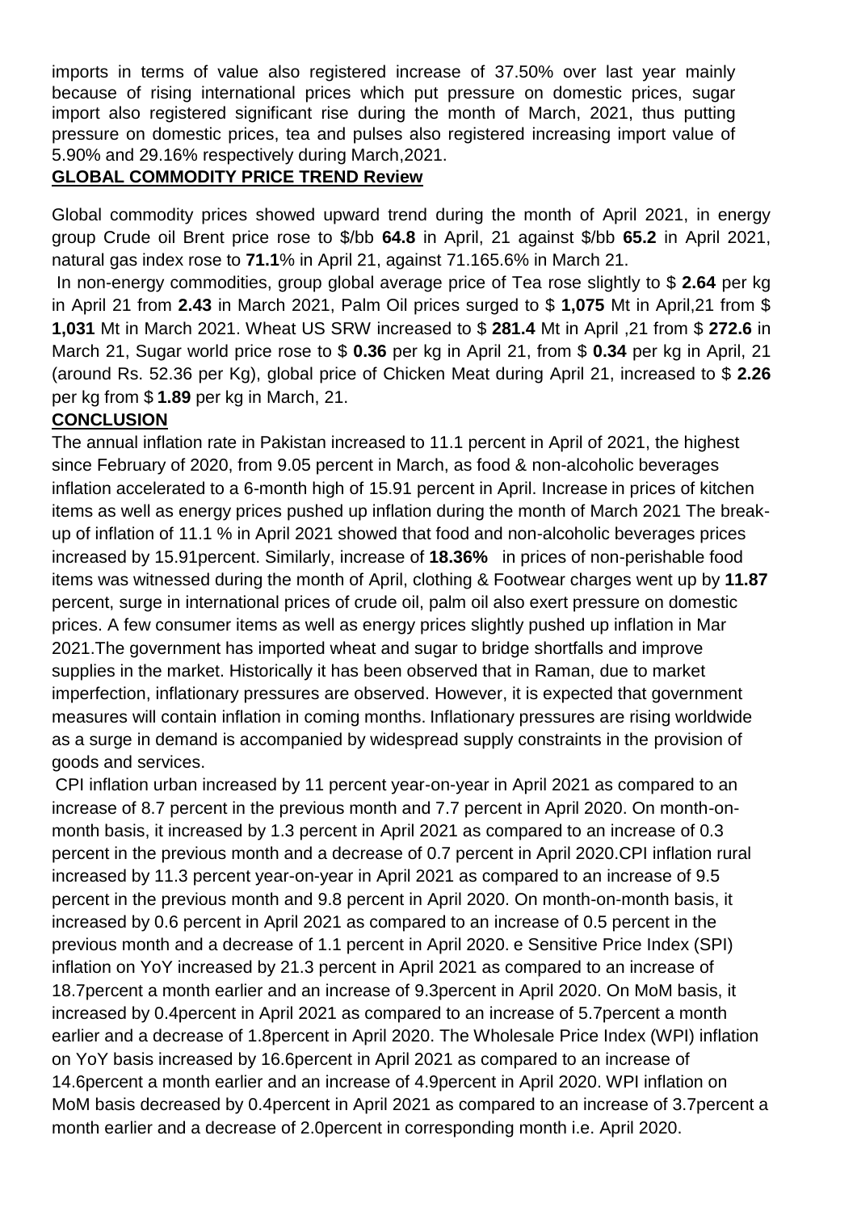imports in terms of value also registered increase of 37.50% over last year mainly because of rising international prices which put pressure on domestic prices, sugar import also registered significant rise during the month of March, 2021, thus putting pressure on domestic prices, tea and pulses also registered increasing import value of 5.90% and 29.16% respectively during March,2021.

## GLOBAL COMMODITY PRICE TREND Review

Global commodity prices showed upward trend during the month of April 2021, in energy group Crude oil Brent price rose to $/bb **64.8** in April, 21 against $/bb **65.2** in April 2021, natural gas index rose to **71.1**% in April 21, against 71.165.6% in March 21.

In non-energy commodities, group global average price of Tea rose slightly to $ **2.64** per kg in April 21 from **2.43** in March 2021, Palm Oil prices surged to $ **1,075** Mt in April,21 from $ **1,031** Mt in March 2021. Wheat US SRW increased to $ **281.4** Mt in April ,21 from $ **272.6** in March 21, Sugar world price rose to $ **0.36** per kg in April 21, from $ **0.34** per kg in April, 21 (around Rs. 52.36 per Kg), global price of Chicken Meat during April 21, increased to $ **2.26** per kg from $ **1.89** per kg in March, 21.

## CONCLUSION

The annual inflation rate in Pakistan increased to 11.1 percent in April of 2021, the highest since February of 2020, from 9.05 percent in March, as food & non-alcoholic beverages inflation accelerated to a 6-month high of 15.91 percent in April. Increase in prices of kitchen items as well as energy prices pushed up inflation during the month of March 2021 The break-up of inflation of 11.1 % in April 2021 showed that food and non-alcoholic beverages prices increased by 15.91percent. Similarly, increase of **18.36%** in prices of non-perishable food items was witnessed during the month of April, clothing & Footwear charges went up by **11.87** percent, surge in international prices of crude oil, palm oil also exert pressure on domestic prices. A few consumer items as well as energy prices slightly pushed up inflation in Mar 2021.The government has imported wheat and sugar to bridge shortfalls and improve supplies in the market. Historically it has been observed that in Raman, due to market imperfection, inflationary pressures are observed. However, it is expected that government measures will contain inflation in coming months. Inflationary pressures are rising worldwide as a surge in demand is accompanied by widespread supply constraints in the provision of goods and services.

CPI inflation urban increased by 11 percent year-on-year in April 2021 as compared to an increase of 8.7 percent in the previous month and 7.7 percent in April 2020. On month-on-month basis, it increased by 1.3 percent in April 2021 as compared to an increase of 0.3 percent in the previous month and a decrease of 0.7 percent in April 2020.CPI inflation rural increased by 11.3 percent year-on-year in April 2021 as compared to an increase of 9.5 percent in the previous month and 9.8 percent in April 2020. On month-on-month basis, it increased by 0.6 percent in April 2021 as compared to an increase of 0.5 percent in the previous month and a decrease of 1.1 percent in April 2020. e Sensitive Price Index (SPI) inflation on YoY increased by 21.3 percent in April 2021 as compared to an increase of 18.7percent a month earlier and an increase of 9.3percent in April 2020. On MoM basis, it increased by 0.4percent in April 2021 as compared to an increase of 5.7percent a month earlier and a decrease of 1.8percent in April 2020. The Wholesale Price Index (WPI) inflation on YoY basis increased by 16.6percent in April 2021 as compared to an increase of 14.6percent a month earlier and an increase of 4.9percent in April 2020. WPI inflation on MoM basis decreased by 0.4percent in April 2021 as compared to an increase of 3.7percent a month earlier and a decrease of 2.0percent in corresponding month i.e. April 2020.